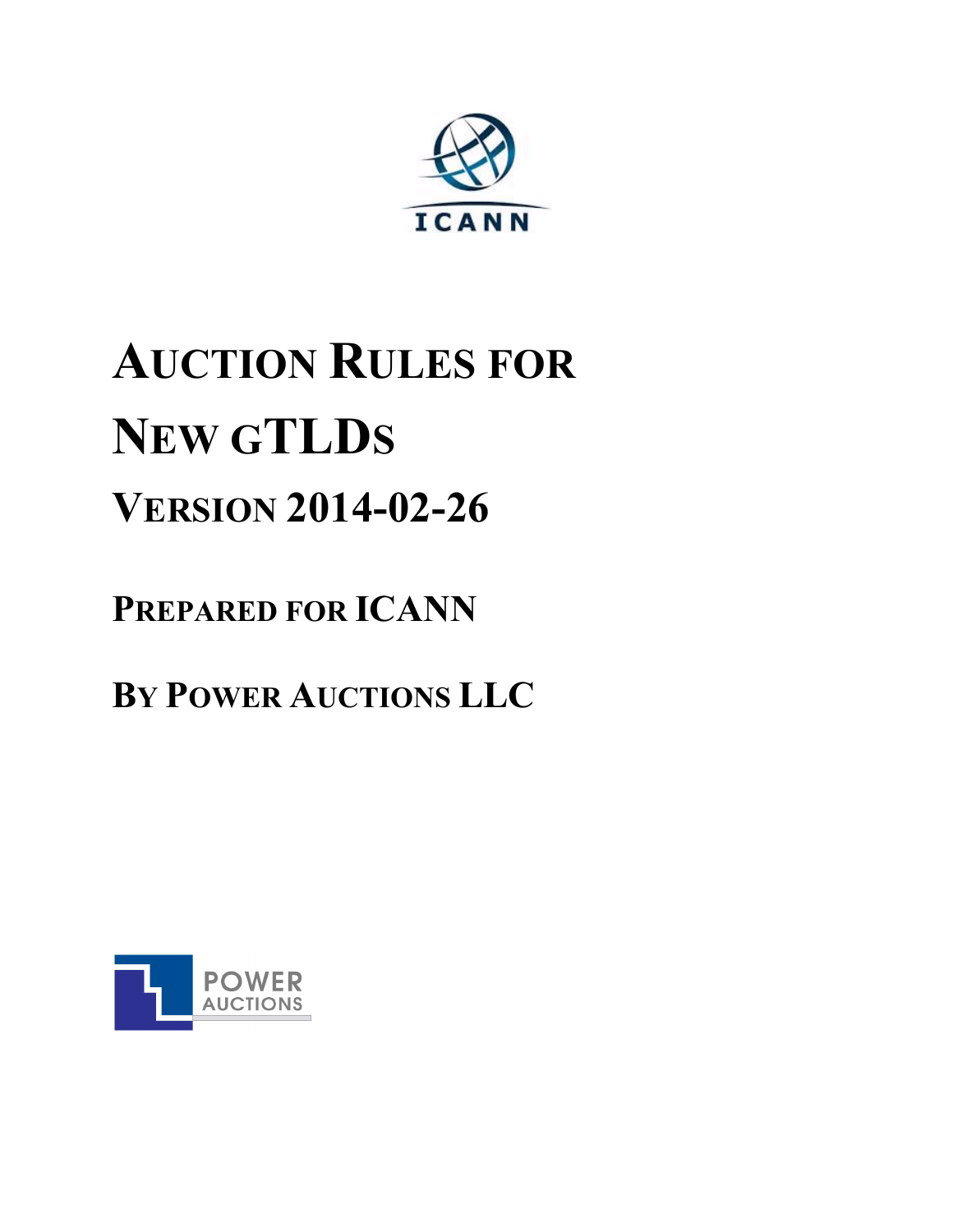ICANN

# AUCTION RULES FOR NEW GTLDS

## VERSION 2014-02-26

## PREPARED FOR ICANN

## BY POWER AUCTIONS LLC

POWER AUCTIONS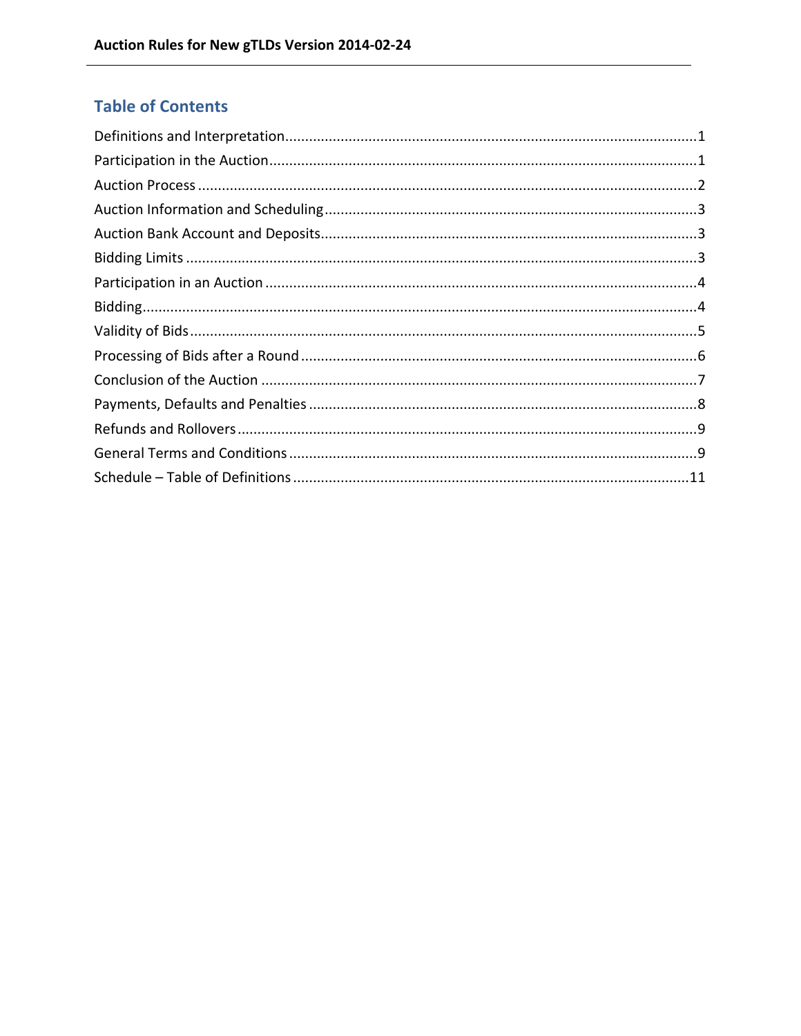## Table of Contents

Definitions and Interpretation....................1
Participation in the Auction....................1
Auction Process....................2
Auction Information and Scheduling....................3
Auction Bank Account and Deposits....................3
Bidding Limits....................3
Participation in an Auction....................4
Bidding....................4
Validity of Bids....................5
Processing of Bids after a Round....................6
Conclusion of the Auction....................7
Payments, Defaults and Penalties....................8
Refunds and Rollovers....................9
General Terms and Conditions....................9
Schedule – Table of Definitions....................11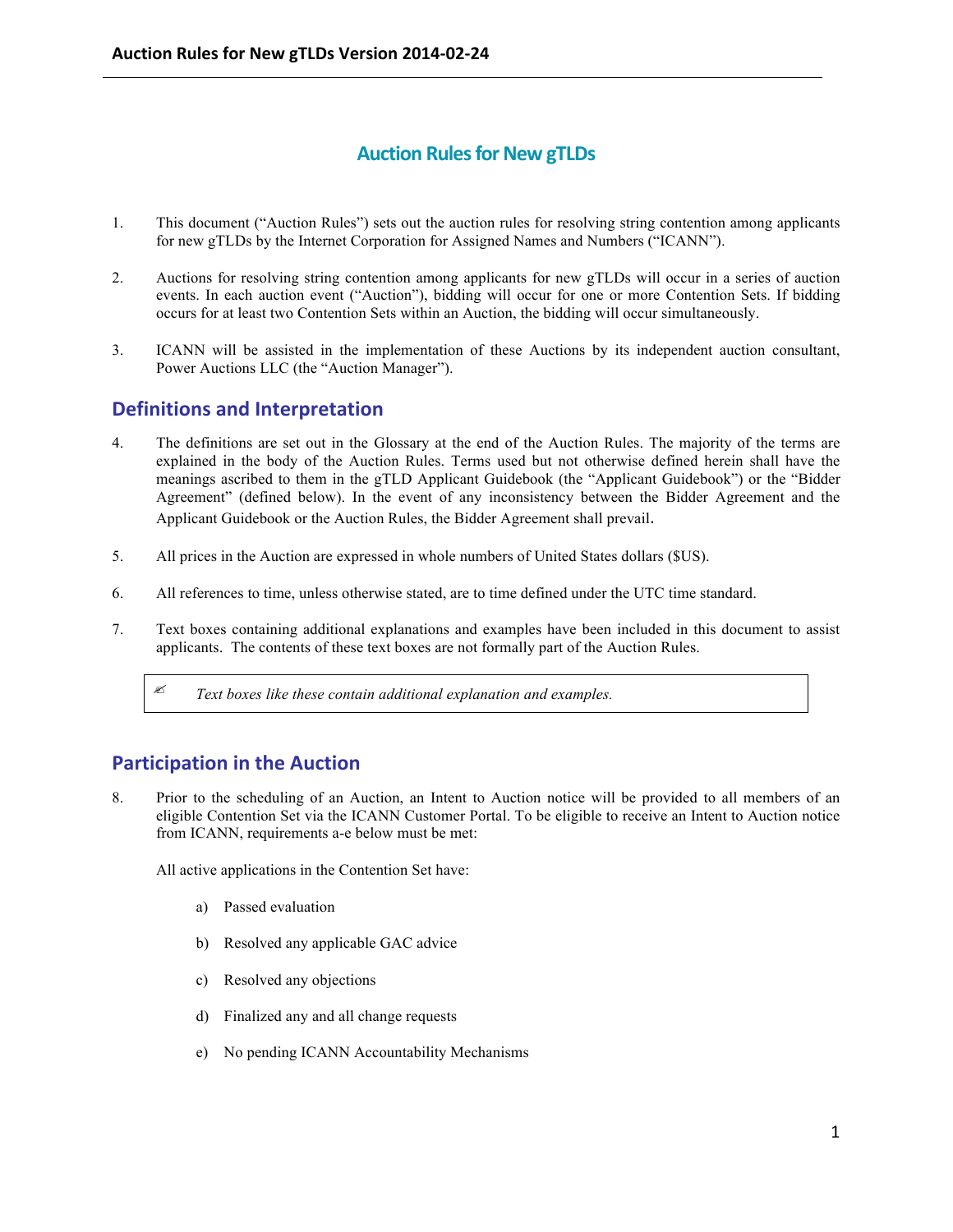# Auction Rules for New gTLDs

1. This document ("Auction Rules") sets out the auction rules for resolving string contention among applicants for new gTLDs by the Internet Corporation for Assigned Names and Numbers ("ICANN").

2. Auctions for resolving string contention among applicants for new gTLDs will occur in a series of auction events. In each auction event ("Auction"), bidding will occur for one or more Contention Sets. If bidding occurs for at least two Contention Sets within an Auction, the bidding will occur simultaneously.

3. ICANN will be assisted in the implementation of these Auctions by its independent auction consultant, Power Auctions LLC (the "Auction Manager").

## Definitions and Interpretation

4. The definitions are set out in the Glossary at the end of the Auction Rules. The majority of the terms are explained in the body of the Auction Rules. Terms used but not otherwise defined herein shall have the meanings ascribed to them in the gTLD Applicant Guidebook (the "Applicant Guidebook") or the "Bidder Agreement" (defined below). In the event of any inconsistency between the Bidder Agreement and the Applicant Guidebook or the Auction Rules, the Bidder Agreement shall prevail.

5. All prices in the Auction are expressed in whole numbers of United States dollars ($US).

6. All references to time, unless otherwise stated, are to time defined under the UTC time standard.

7. Text boxes containing additional explanations and examples have been included in this document to assist applicants. The contents of these text boxes are not formally part of the Auction Rules.

> ✍ *Text boxes like these contain additional explanation and examples.*

## Participation in the Auction

8. Prior to the scheduling of an Auction, an Intent to Auction notice will be provided to all members of an eligible Contention Set via the ICANN Customer Portal. To be eligible to receive an Intent to Auction notice from ICANN, requirements a-e below must be met:

   All active applications in the Contention Set have:

   a) Passed evaluation

   b) Resolved any applicable GAC advice

   c) Resolved any objections

   d) Finalized any and all change requests

   e) No pending ICANN Accountability Mechanisms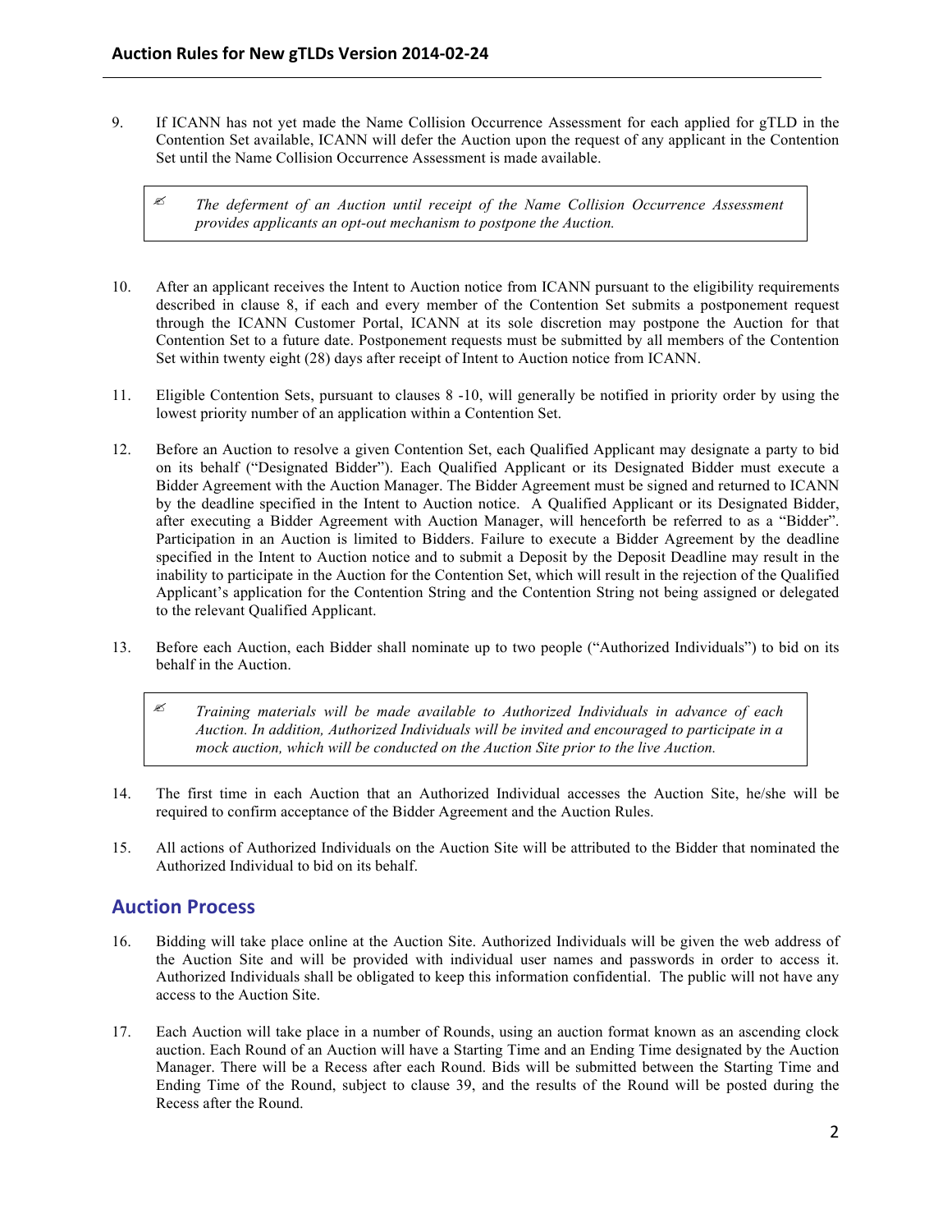9. If ICANN has not yet made the Name Collision Occurrence Assessment for each applied for gTLD in the Contention Set available, ICANN will defer the Auction upon the request of any applicant in the Contention Set until the Name Collision Occurrence Assessment is made available.

> ✍ *The deferment of an Auction until receipt of the Name Collision Occurrence Assessment provides applicants an opt-out mechanism to postpone the Auction.*

10. After an applicant receives the Intent to Auction notice from ICANN pursuant to the eligibility requirements described in clause 8, if each and every member of the Contention Set submits a postponement request through the ICANN Customer Portal, ICANN at its sole discretion may postpone the Auction for that Contention Set to a future date. Postponement requests must be submitted by all members of the Contention Set within twenty eight (28) days after receipt of Intent to Auction notice from ICANN.

11. Eligible Contention Sets, pursuant to clauses 8 -10, will generally be notified in priority order by using the lowest priority number of an application within a Contention Set.

12. Before an Auction to resolve a given Contention Set, each Qualified Applicant may designate a party to bid on its behalf ("Designated Bidder"). Each Qualified Applicant or its Designated Bidder must execute a Bidder Agreement with the Auction Manager. The Bidder Agreement must be signed and returned to ICANN by the deadline specified in the Intent to Auction notice. A Qualified Applicant or its Designated Bidder, after executing a Bidder Agreement with Auction Manager, will henceforth be referred to as a "Bidder". Participation in an Auction is limited to Bidders. Failure to execute a Bidder Agreement by the deadline specified in the Intent to Auction notice and to submit a Deposit by the Deposit Deadline may result in the inability to participate in the Auction for the Contention Set, which will result in the rejection of the Qualified Applicant's application for the Contention String and the Contention String not being assigned or delegated to the relevant Qualified Applicant.

13. Before each Auction, each Bidder shall nominate up to two people ("Authorized Individuals") to bid on its behalf in the Auction.

> ✍ *Training materials will be made available to Authorized Individuals in advance of each Auction. In addition, Authorized Individuals will be invited and encouraged to participate in a mock auction, which will be conducted on the Auction Site prior to the live Auction.*

14. The first time in each Auction that an Authorized Individual accesses the Auction Site, he/she will be required to confirm acceptance of the Bidder Agreement and the Auction Rules.

15. All actions of Authorized Individuals on the Auction Site will be attributed to the Bidder that nominated the Authorized Individual to bid on its behalf.

## Auction Process

16. Bidding will take place online at the Auction Site. Authorized Individuals will be given the web address of the Auction Site and will be provided with individual user names and passwords in order to access it. Authorized Individuals shall be obligated to keep this information confidential. The public will not have any access to the Auction Site.

17. Each Auction will take place in a number of Rounds, using an auction format known as an ascending clock auction. Each Round of an Auction will have a Starting Time and an Ending Time designated by the Auction Manager. There will be a Recess after each Round. Bids will be submitted between the Starting Time and Ending Time of the Round, subject to clause 39, and the results of the Round will be posted during the Recess after the Round.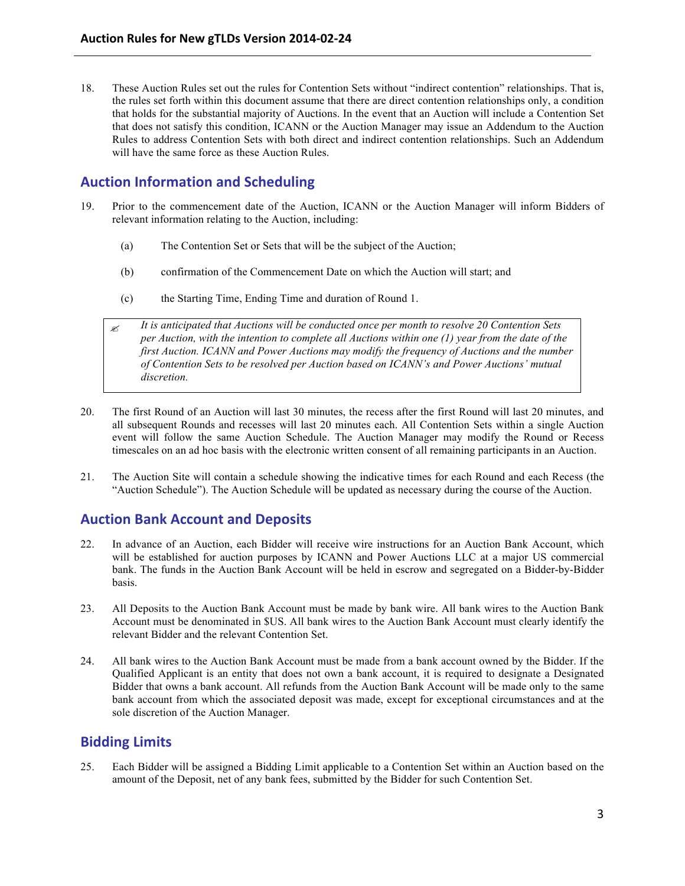18. These Auction Rules set out the rules for Contention Sets without "indirect contention" relationships. That is, the rules set forth within this document assume that there are direct contention relationships only, a condition that holds for the substantial majority of Auctions. In the event that an Auction will include a Contention Set that does not satisfy this condition, ICANN or the Auction Manager may issue an Addendum to the Auction Rules to address Contention Sets with both direct and indirect contention relationships. Such an Addendum will have the same force as these Auction Rules.

## Auction Information and Scheduling

19. Prior to the commencement date of the Auction, ICANN or the Auction Manager will inform Bidders of relevant information relating to the Auction, including:

    (a) The Contention Set or Sets that will be the subject of the Auction;

    (b) confirmation of the Commencement Date on which the Auction will start; and

    (c) the Starting Time, Ending Time and duration of Round 1.

> ✍ *It is anticipated that Auctions will be conducted once per month to resolve 20 Contention Sets per Auction, with the intention to complete all Auctions within one (1) year from the date of the first Auction. ICANN and Power Auctions may modify the frequency of Auctions and the number of Contention Sets to be resolved per Auction based on ICANN's and Power Auctions' mutual discretion.*

20. The first Round of an Auction will last 30 minutes, the recess after the first Round will last 20 minutes, and all subsequent Rounds and recesses will last 20 minutes each. All Contention Sets within a single Auction event will follow the same Auction Schedule. The Auction Manager may modify the Round or Recess timescales on an ad hoc basis with the electronic written consent of all remaining participants in an Auction.

21. The Auction Site will contain a schedule showing the indicative times for each Round and each Recess (the "Auction Schedule"). The Auction Schedule will be updated as necessary during the course of the Auction.

## Auction Bank Account and Deposits

22. In advance of an Auction, each Bidder will receive wire instructions for an Auction Bank Account, which will be established for auction purposes by ICANN and Power Auctions LLC at a major US commercial bank. The funds in the Auction Bank Account will be held in escrow and segregated on a Bidder-by-Bidder basis.

23. All Deposits to the Auction Bank Account must be made by bank wire. All bank wires to the Auction Bank Account must be denominated in $US. All bank wires to the Auction Bank Account must clearly identify the relevant Bidder and the relevant Contention Set.

24. All bank wires to the Auction Bank Account must be made from a bank account owned by the Bidder. If the Qualified Applicant is an entity that does not own a bank account, it is required to designate a Designated Bidder that owns a bank account. All refunds from the Auction Bank Account will be made only to the same bank account from which the associated deposit was made, except for exceptional circumstances and at the sole discretion of the Auction Manager.

## Bidding Limits

25. Each Bidder will be assigned a Bidding Limit applicable to a Contention Set within an Auction based on the amount of the Deposit, net of any bank fees, submitted by the Bidder for such Contention Set.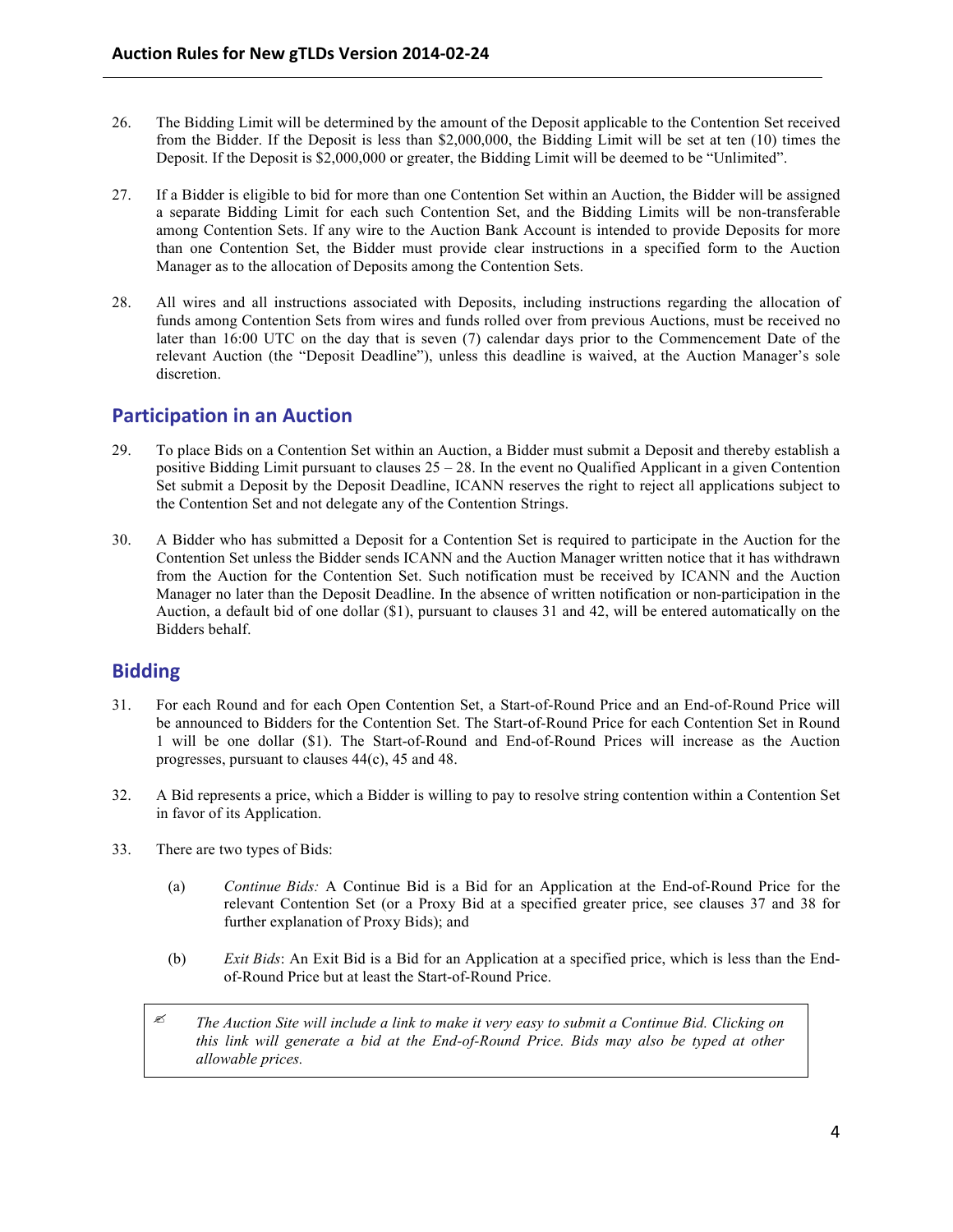26. The Bidding Limit will be determined by the amount of the Deposit applicable to the Contention Set received from the Bidder. If the Deposit is less than $2,000,000, the Bidding Limit will be set at ten (10) times the Deposit. If the Deposit is $2,000,000 or greater, the Bidding Limit will be deemed to be "Unlimited".

27. If a Bidder is eligible to bid for more than one Contention Set within an Auction, the Bidder will be assigned a separate Bidding Limit for each such Contention Set, and the Bidding Limits will be non-transferable among Contention Sets. If any wire to the Auction Bank Account is intended to provide Deposits for more than one Contention Set, the Bidder must provide clear instructions in a specified form to the Auction Manager as to the allocation of Deposits among the Contention Sets.

28. All wires and all instructions associated with Deposits, including instructions regarding the allocation of funds among Contention Sets from wires and funds rolled over from previous Auctions, must be received no later than 16:00 UTC on the day that is seven (7) calendar days prior to the Commencement Date of the relevant Auction (the "Deposit Deadline"), unless this deadline is waived, at the Auction Manager's sole discretion.

## Participation in an Auction

29. To place Bids on a Contention Set within an Auction, a Bidder must submit a Deposit and thereby establish a positive Bidding Limit pursuant to clauses 25 – 28. In the event no Qualified Applicant in a given Contention Set submit a Deposit by the Deposit Deadline, ICANN reserves the right to reject all applications subject to the Contention Set and not delegate any of the Contention Strings.

30. A Bidder who has submitted a Deposit for a Contention Set is required to participate in the Auction for the Contention Set unless the Bidder sends ICANN and the Auction Manager written notice that it has withdrawn from the Auction for the Contention Set. Such notification must be received by ICANN and the Auction Manager no later than the Deposit Deadline. In the absence of written notification or non-participation in the Auction, a default bid of one dollar ($1), pursuant to clauses 31 and 42, will be entered automatically on the Bidders behalf.

## Bidding

31. For each Round and for each Open Contention Set, a Start-of-Round Price and an End-of-Round Price will be announced to Bidders for the Contention Set. The Start-of-Round Price for each Contention Set in Round 1 will be one dollar ($1). The Start-of-Round and End-of-Round Prices will increase as the Auction progresses, pursuant to clauses 44(c), 45 and 48.

32. A Bid represents a price, which a Bidder is willing to pay to resolve string contention within a Contention Set in favor of its Application.

33. There are two types of Bids:

    (a) *Continue Bids:* A Continue Bid is a Bid for an Application at the End-of-Round Price for the relevant Contention Set (or a Proxy Bid at a specified greater price, see clauses 37 and 38 for further explanation of Proxy Bids); and

    (b) *Exit Bids*: An Exit Bid is a Bid for an Application at a specified price, which is less than the End-of-Round Price but at least the Start-of-Round Price.

> ✍ *The Auction Site will include a link to make it very easy to submit a Continue Bid. Clicking on this link will generate a bid at the End-of-Round Price. Bids may also be typed at other allowable prices.*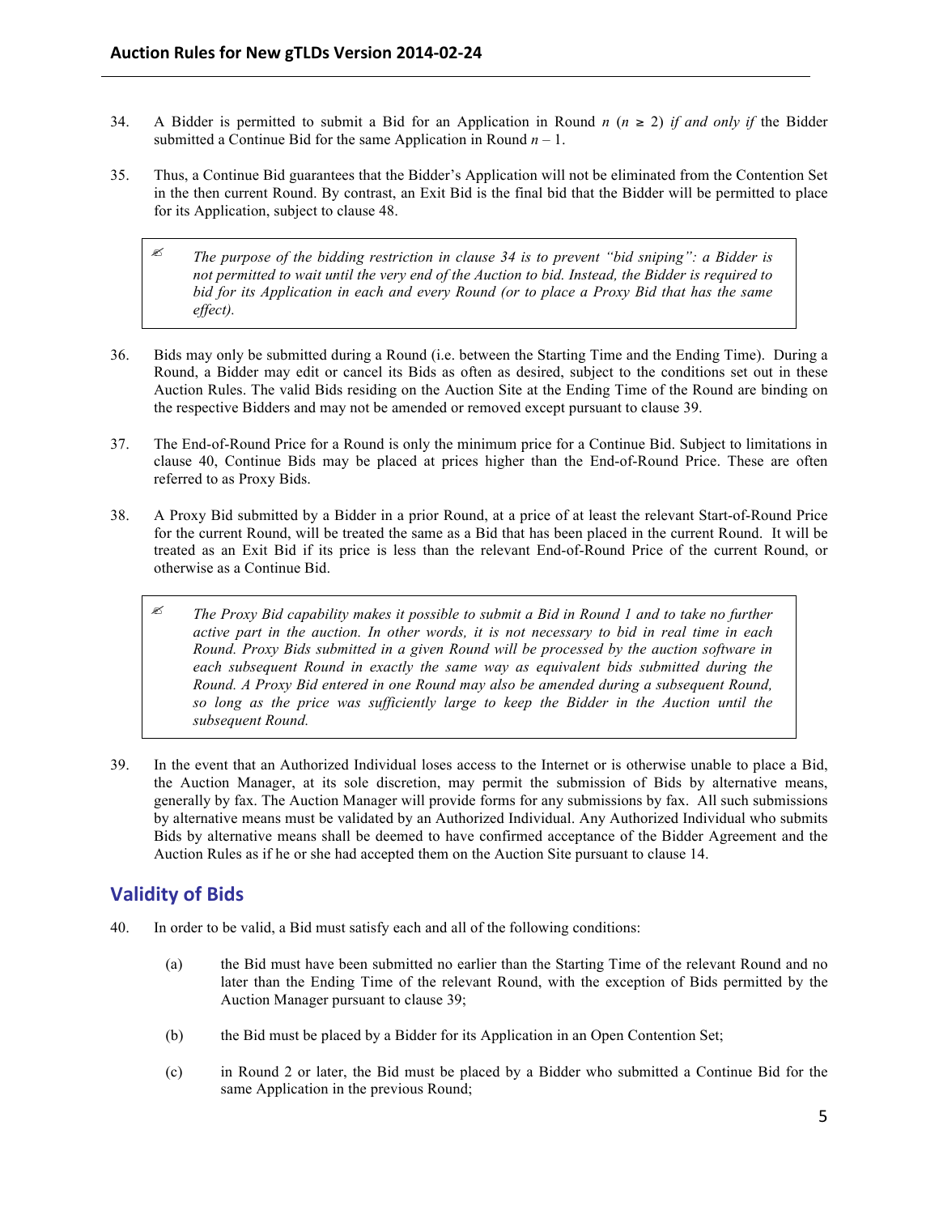34. A Bidder is permitted to submit a Bid for an Application in Round $n$ ($n \geq 2$) *if and only if* the Bidder submitted a Continue Bid for the same Application in Round $n - 1$.

35. Thus, a Continue Bid guarantees that the Bidder's Application will not be eliminated from the Contention Set in the then current Round. By contrast, an Exit Bid is the final bid that the Bidder will be permitted to place for its Application, subject to clause 48.

> ✍ *The purpose of the bidding restriction in clause 34 is to prevent "bid sniping": a Bidder is not permitted to wait until the very end of the Auction to bid. Instead, the Bidder is required to bid for its Application in each and every Round (or to place a Proxy Bid that has the same effect).*

36. Bids may only be submitted during a Round (i.e. between the Starting Time and the Ending Time). During a Round, a Bidder may edit or cancel its Bids as often as desired, subject to the conditions set out in these Auction Rules. The valid Bids residing on the Auction Site at the Ending Time of the Round are binding on the respective Bidders and may not be amended or removed except pursuant to clause 39.

37. The End-of-Round Price for a Round is only the minimum price for a Continue Bid. Subject to limitations in clause 40, Continue Bids may be placed at prices higher than the End-of-Round Price. These are often referred to as Proxy Bids.

38. A Proxy Bid submitted by a Bidder in a prior Round, at a price of at least the relevant Start-of-Round Price for the current Round, will be treated the same as a Bid that has been placed in the current Round. It will be treated as an Exit Bid if its price is less than the relevant End-of-Round Price of the current Round, or otherwise as a Continue Bid.

> ✍ *The Proxy Bid capability makes it possible to submit a Bid in Round 1 and to take no further active part in the auction. In other words, it is not necessary to bid in real time in each Round. Proxy Bids submitted in a given Round will be processed by the auction software in each subsequent Round in exactly the same way as equivalent bids submitted during the Round. A Proxy Bid entered in one Round may also be amended during a subsequent Round, so long as the price was sufficiently large to keep the Bidder in the Auction until the subsequent Round.*

39. In the event that an Authorized Individual loses access to the Internet or is otherwise unable to place a Bid, the Auction Manager, at its sole discretion, may permit the submission of Bids by alternative means, generally by fax. The Auction Manager will provide forms for any submissions by fax. All such submissions by alternative means must be validated by an Authorized Individual. Any Authorized Individual who submits Bids by alternative means shall be deemed to have confirmed acceptance of the Bidder Agreement and the Auction Rules as if he or she had accepted them on the Auction Site pursuant to clause 14.

## Validity of Bids

40. In order to be valid, a Bid must satisfy each and all of the following conditions:

    (a) the Bid must have been submitted no earlier than the Starting Time of the relevant Round and no later than the Ending Time of the relevant Round, with the exception of Bids permitted by the Auction Manager pursuant to clause 39;

    (b) the Bid must be placed by a Bidder for its Application in an Open Contention Set;

    (c) in Round 2 or later, the Bid must be placed by a Bidder who submitted a Continue Bid for the same Application in the previous Round;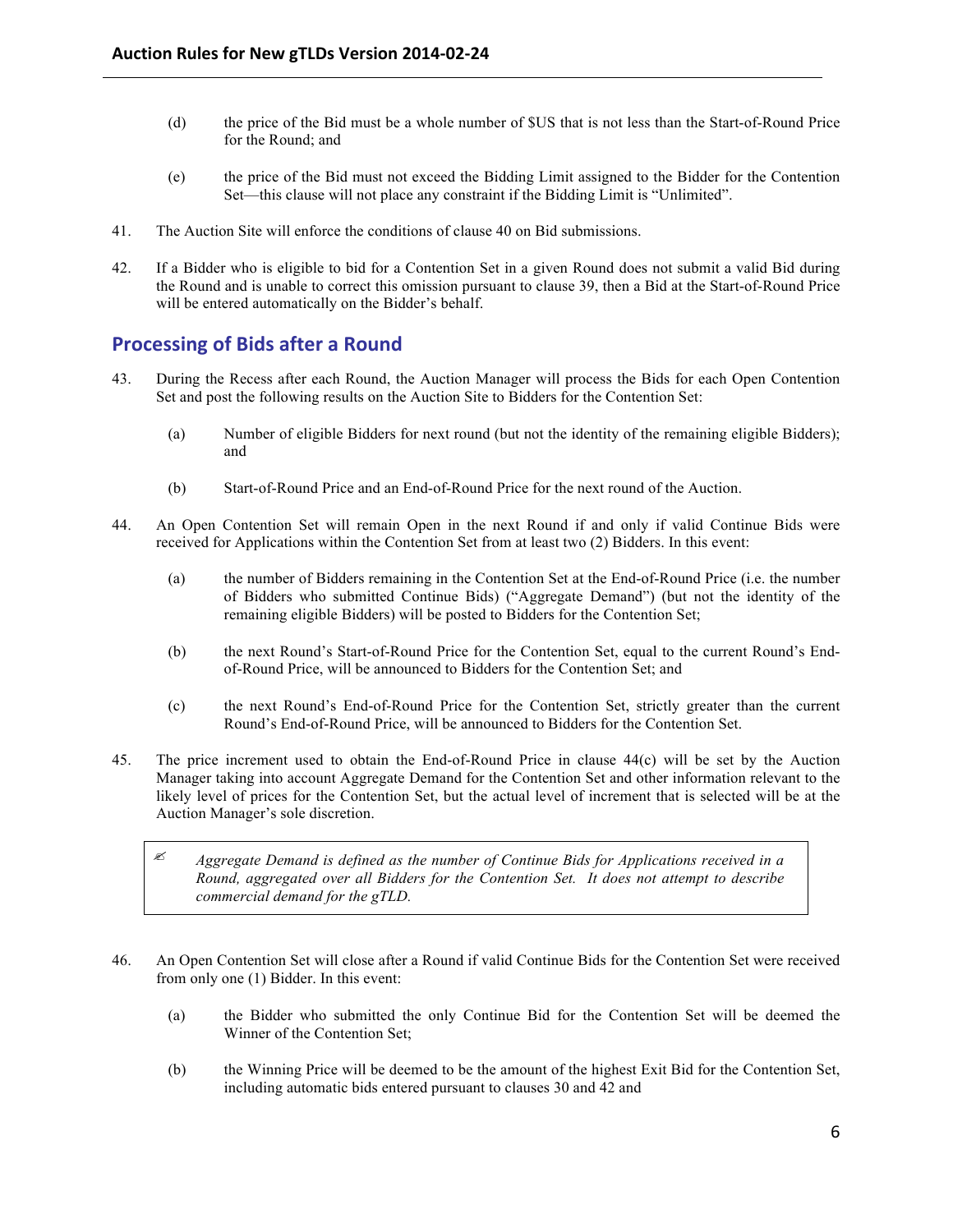(d) the price of the Bid must be a whole number of $US that is not less than the Start-of-Round Price for the Round; and

(e) the price of the Bid must not exceed the Bidding Limit assigned to the Bidder for the Contention Set—this clause will not place any constraint if the Bidding Limit is "Unlimited".

41. The Auction Site will enforce the conditions of clause 40 on Bid submissions.

42. If a Bidder who is eligible to bid for a Contention Set in a given Round does not submit a valid Bid during the Round and is unable to correct this omission pursuant to clause 39, then a Bid at the Start-of-Round Price will be entered automatically on the Bidder's behalf.

## Processing of Bids after a Round

43. During the Recess after each Round, the Auction Manager will process the Bids for each Open Contention Set and post the following results on the Auction Site to Bidders for the Contention Set:

(a) Number of eligible Bidders for next round (but not the identity of the remaining eligible Bidders); and

(b) Start-of-Round Price and an End-of-Round Price for the next round of the Auction.

44. An Open Contention Set will remain Open in the next Round if and only if valid Continue Bids were received for Applications within the Contention Set from at least two (2) Bidders. In this event:

(a) the number of Bidders remaining in the Contention Set at the End-of-Round Price (i.e. the number of Bidders who submitted Continue Bids) ("Aggregate Demand") (but not the identity of the remaining eligible Bidders) will be posted to Bidders for the Contention Set;

(b) the next Round's Start-of-Round Price for the Contention Set, equal to the current Round's End-of-Round Price, will be announced to Bidders for the Contention Set; and

(c) the next Round's End-of-Round Price for the Contention Set, strictly greater than the current Round's End-of-Round Price, will be announced to Bidders for the Contention Set.

45. The price increment used to obtain the End-of-Round Price in clause 44(c) will be set by the Auction Manager taking into account Aggregate Demand for the Contention Set and other information relevant to the likely level of prices for the Contention Set, but the actual level of increment that is selected will be at the Auction Manager's sole discretion.

> ✍ *Aggregate Demand is defined as the number of Continue Bids for Applications received in a Round, aggregated over all Bidders for the Contention Set. It does not attempt to describe commercial demand for the gTLD.*

46. An Open Contention Set will close after a Round if valid Continue Bids for the Contention Set were received from only one (1) Bidder. In this event:

(a) the Bidder who submitted the only Continue Bid for the Contention Set will be deemed the Winner of the Contention Set;

(b) the Winning Price will be deemed to be the amount of the highest Exit Bid for the Contention Set, including automatic bids entered pursuant to clauses 30 and 42 and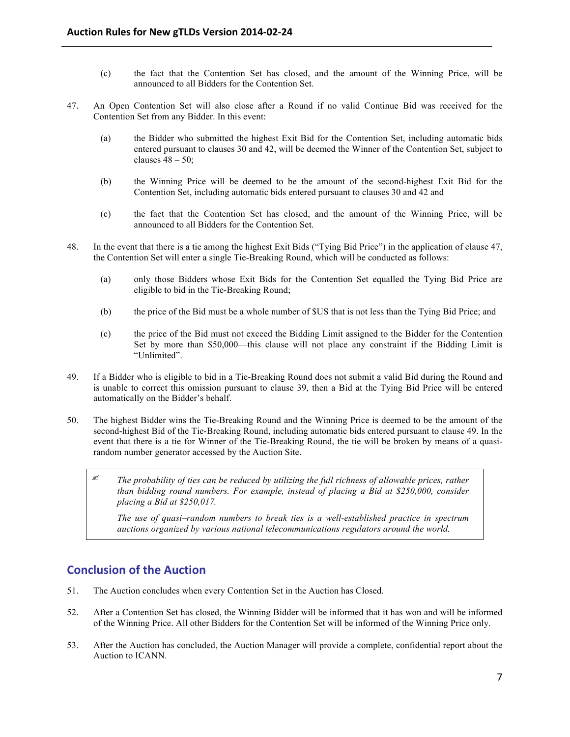(c) the fact that the Contention Set has closed, and the amount of the Winning Price, will be announced to all Bidders for the Contention Set.

47. An Open Contention Set will also close after a Round if no valid Continue Bid was received for the Contention Set from any Bidder. In this event:

 (a) the Bidder who submitted the highest Exit Bid for the Contention Set, including automatic bids entered pursuant to clauses 30 and 42, will be deemed the Winner of the Contention Set, subject to clauses 48 – 50;

 (b) the Winning Price will be deemed to be the amount of the second-highest Exit Bid for the Contention Set, including automatic bids entered pursuant to clauses 30 and 42 and

 (c) the fact that the Contention Set has closed, and the amount of the Winning Price, will be announced to all Bidders for the Contention Set.

48. In the event that there is a tie among the highest Exit Bids ("Tying Bid Price") in the application of clause 47, the Contention Set will enter a single Tie-Breaking Round, which will be conducted as follows:

 (a) only those Bidders whose Exit Bids for the Contention Set equalled the Tying Bid Price are eligible to bid in the Tie-Breaking Round;

 (b) the price of the Bid must be a whole number of $US that is not less than the Tying Bid Price; and

 (c) the price of the Bid must not exceed the Bidding Limit assigned to the Bidder for the Contention Set by more than $50,000—this clause will not place any constraint if the Bidding Limit is "Unlimited".

49. If a Bidder who is eligible to bid in a Tie-Breaking Round does not submit a valid Bid during the Round and is unable to correct this omission pursuant to clause 39, then a Bid at the Tying Bid Price will be entered automatically on the Bidder's behalf.

50. The highest Bidder wins the Tie-Breaking Round and the Winning Price is deemed to be the amount of the second-highest Bid of the Tie-Breaking Round, including automatic bids entered pursuant to clause 49. In the event that there is a tie for Winner of the Tie-Breaking Round, the tie will be broken by means of a quasi-random number generator accessed by the Auction Site.

> ✍ *The probability of ties can be reduced by utilizing the full richness of allowable prices, rather than bidding round numbers. For example, instead of placing a Bid at $250,000, consider placing a Bid at $250,017.*
>
> *The use of quasi–random numbers to break ties is a well-established practice in spectrum auctions organized by various national telecommunications regulators around the world.*

## Conclusion of the Auction

51. The Auction concludes when every Contention Set in the Auction has Closed.

52. After a Contention Set has closed, the Winning Bidder will be informed that it has won and will be informed of the Winning Price. All other Bidders for the Contention Set will be informed of the Winning Price only.

53. After the Auction has concluded, the Auction Manager will provide a complete, confidential report about the Auction to ICANN.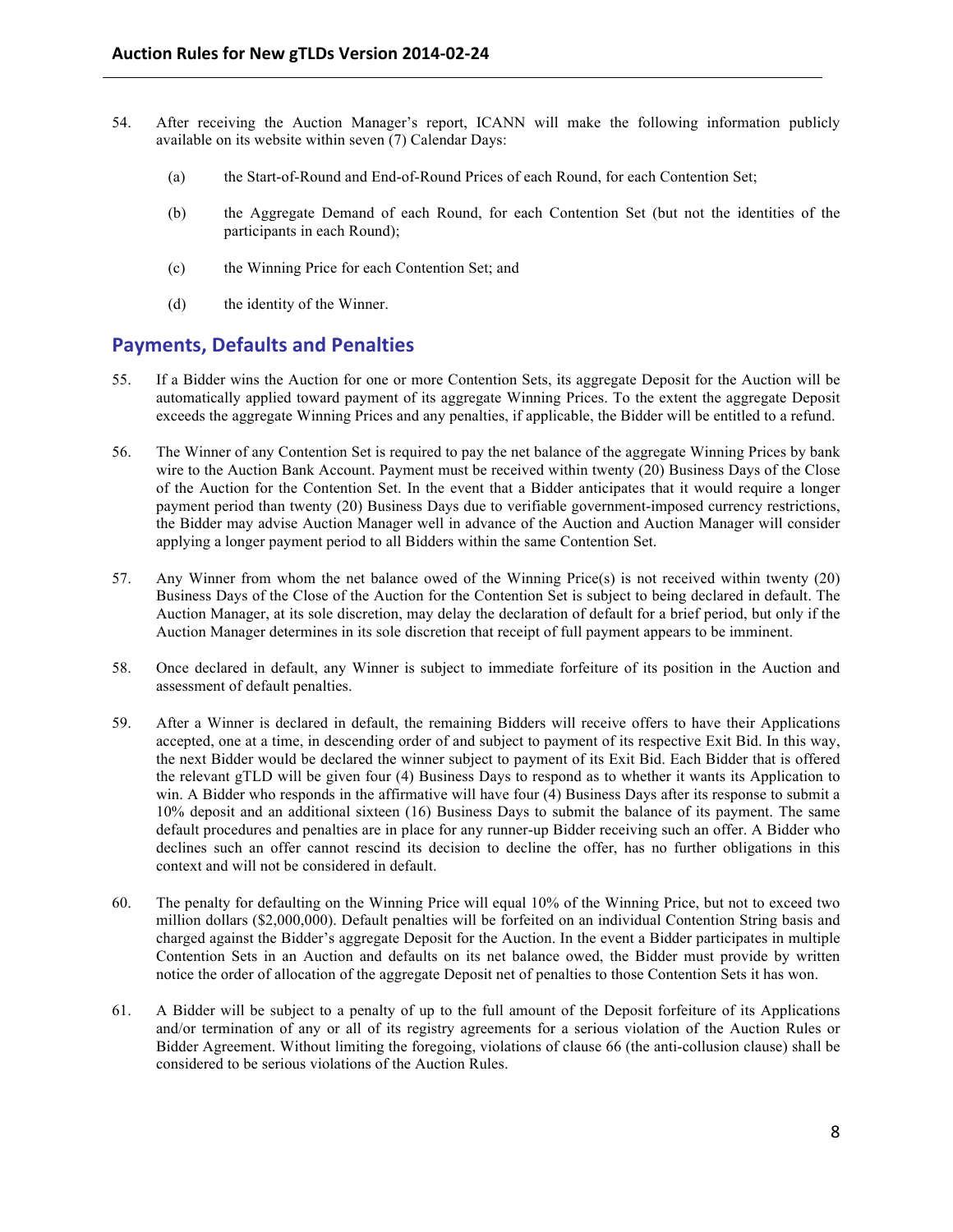54. After receiving the Auction Manager's report, ICANN will make the following information publicly available on its website within seven (7) Calendar Days:

   (a) the Start-of-Round and End-of-Round Prices of each Round, for each Contention Set;

   (b) the Aggregate Demand of each Round, for each Contention Set (but not the identities of the participants in each Round);

   (c) the Winning Price for each Contention Set; and

   (d) the identity of the Winner.

## Payments, Defaults and Penalties

55. If a Bidder wins the Auction for one or more Contention Sets, its aggregate Deposit for the Auction will be automatically applied toward payment of its aggregate Winning Prices. To the extent the aggregate Deposit exceeds the aggregate Winning Prices and any penalties, if applicable, the Bidder will be entitled to a refund.

56. The Winner of any Contention Set is required to pay the net balance of the aggregate Winning Prices by bank wire to the Auction Bank Account. Payment must be received within twenty (20) Business Days of the Close of the Auction for the Contention Set. In the event that a Bidder anticipates that it would require a longer payment period than twenty (20) Business Days due to verifiable government-imposed currency restrictions, the Bidder may advise Auction Manager well in advance of the Auction and Auction Manager will consider applying a longer payment period to all Bidders within the same Contention Set.

57. Any Winner from whom the net balance owed of the Winning Price(s) is not received within twenty (20) Business Days of the Close of the Auction for the Contention Set is subject to being declared in default. The Auction Manager, at its sole discretion, may delay the declaration of default for a brief period, but only if the Auction Manager determines in its sole discretion that receipt of full payment appears to be imminent.

58. Once declared in default, any Winner is subject to immediate forfeiture of its position in the Auction and assessment of default penalties.

59. After a Winner is declared in default, the remaining Bidders will receive offers to have their Applications accepted, one at a time, in descending order of and subject to payment of its respective Exit Bid. In this way, the next Bidder would be declared the winner subject to payment of its Exit Bid. Each Bidder that is offered the relevant gTLD will be given four (4) Business Days to respond as to whether it wants its Application to win. A Bidder who responds in the affirmative will have four (4) Business Days after its response to submit a 10% deposit and an additional sixteen (16) Business Days to submit the balance of its payment. The same default procedures and penalties are in place for any runner-up Bidder receiving such an offer. A Bidder who declines such an offer cannot rescind its decision to decline the offer, has no further obligations in this context and will not be considered in default.

60. The penalty for defaulting on the Winning Price will equal 10% of the Winning Price, but not to exceed two million dollars ($2,000,000). Default penalties will be forfeited on an individual Contention String basis and charged against the Bidder's aggregate Deposit for the Auction. In the event a Bidder participates in multiple Contention Sets in an Auction and defaults on its net balance owed, the Bidder must provide by written notice the order of allocation of the aggregate Deposit net of penalties to those Contention Sets it has won.

61. A Bidder will be subject to a penalty of up to the full amount of the Deposit forfeiture of its Applications and/or termination of any or all of its registry agreements for a serious violation of the Auction Rules or Bidder Agreement. Without limiting the foregoing, violations of clause 66 (the anti-collusion clause) shall be considered to be serious violations of the Auction Rules.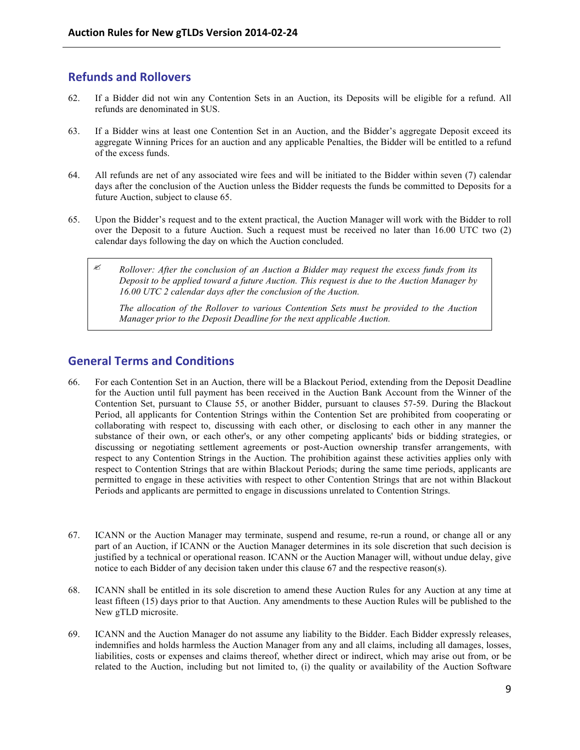## Refunds and Rollovers

62. If a Bidder did not win any Contention Sets in an Auction, its Deposits will be eligible for a refund. All refunds are denominated in $US.

63. If a Bidder wins at least one Contention Set in an Auction, and the Bidder's aggregate Deposit exceed its aggregate Winning Prices for an auction and any applicable Penalties, the Bidder will be entitled to a refund of the excess funds.

64. All refunds are net of any associated wire fees and will be initiated to the Bidder within seven (7) calendar days after the conclusion of the Auction unless the Bidder requests the funds be committed to Deposits for a future Auction, subject to clause 65.

65. Upon the Bidder's request and to the extent practical, the Auction Manager will work with the Bidder to roll over the Deposit to a future Auction. Such a request must be received no later than 16.00 UTC two (2) calendar days following the day on which the Auction concluded.

> ✍ *Rollover: After the conclusion of an Auction a Bidder may request the excess funds from its Deposit to be applied toward a future Auction. This request is due to the Auction Manager by 16.00 UTC 2 calendar days after the conclusion of the Auction.*
>
> *The allocation of the Rollover to various Contention Sets must be provided to the Auction Manager prior to the Deposit Deadline for the next applicable Auction.*

## General Terms and Conditions

66. For each Contention Set in an Auction, there will be a Blackout Period, extending from the Deposit Deadline for the Auction until full payment has been received in the Auction Bank Account from the Winner of the Contention Set, pursuant to Clause 55, or another Bidder, pursuant to clauses 57-59. During the Blackout Period, all applicants for Contention Strings within the Contention Set are prohibited from cooperating or collaborating with respect to, discussing with each other, or disclosing to each other in any manner the substance of their own, or each other's, or any other competing applicants' bids or bidding strategies, or discussing or negotiating settlement agreements or post-Auction ownership transfer arrangements, with respect to any Contention Strings in the Auction. The prohibition against these activities applies only with respect to Contention Strings that are within Blackout Periods; during the same time periods, applicants are permitted to engage in these activities with respect to other Contention Strings that are not within Blackout Periods and applicants are permitted to engage in discussions unrelated to Contention Strings.

67. ICANN or the Auction Manager may terminate, suspend and resume, re-run a round, or change all or any part of an Auction, if ICANN or the Auction Manager determines in its sole discretion that such decision is justified by a technical or operational reason. ICANN or the Auction Manager will, without undue delay, give notice to each Bidder of any decision taken under this clause 67 and the respective reason(s).

68. ICANN shall be entitled in its sole discretion to amend these Auction Rules for any Auction at any time at least fifteen (15) days prior to that Auction. Any amendments to these Auction Rules will be published to the New gTLD microsite.

69. ICANN and the Auction Manager do not assume any liability to the Bidder. Each Bidder expressly releases, indemnifies and holds harmless the Auction Manager from any and all claims, including all damages, losses, liabilities, costs or expenses and claims thereof, whether direct or indirect, which may arise out from, or be related to the Auction, including but not limited to, (i) the quality or availability of the Auction Software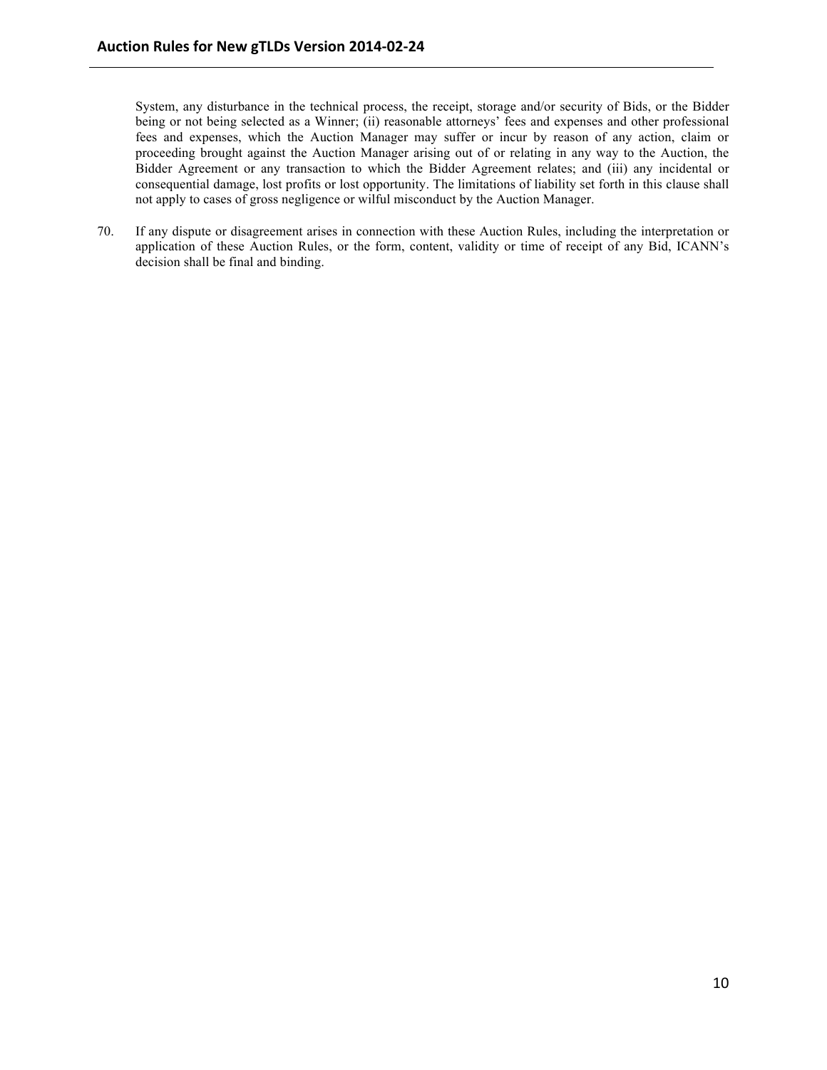System, any disturbance in the technical process, the receipt, storage and/or security of Bids, or the Bidder being or not being selected as a Winner; (ii) reasonable attorneys' fees and expenses and other professional fees and expenses, which the Auction Manager may suffer or incur by reason of any action, claim or proceeding brought against the Auction Manager arising out of or relating in any way to the Auction, the Bidder Agreement or any transaction to which the Bidder Agreement relates; and (iii) any incidental or consequential damage, lost profits or lost opportunity. The limitations of liability set forth in this clause shall not apply to cases of gross negligence or wilful misconduct by the Auction Manager.

70. If any dispute or disagreement arises in connection with these Auction Rules, including the interpretation or application of these Auction Rules, or the form, content, validity or time of receipt of any Bid, ICANN's decision shall be final and binding.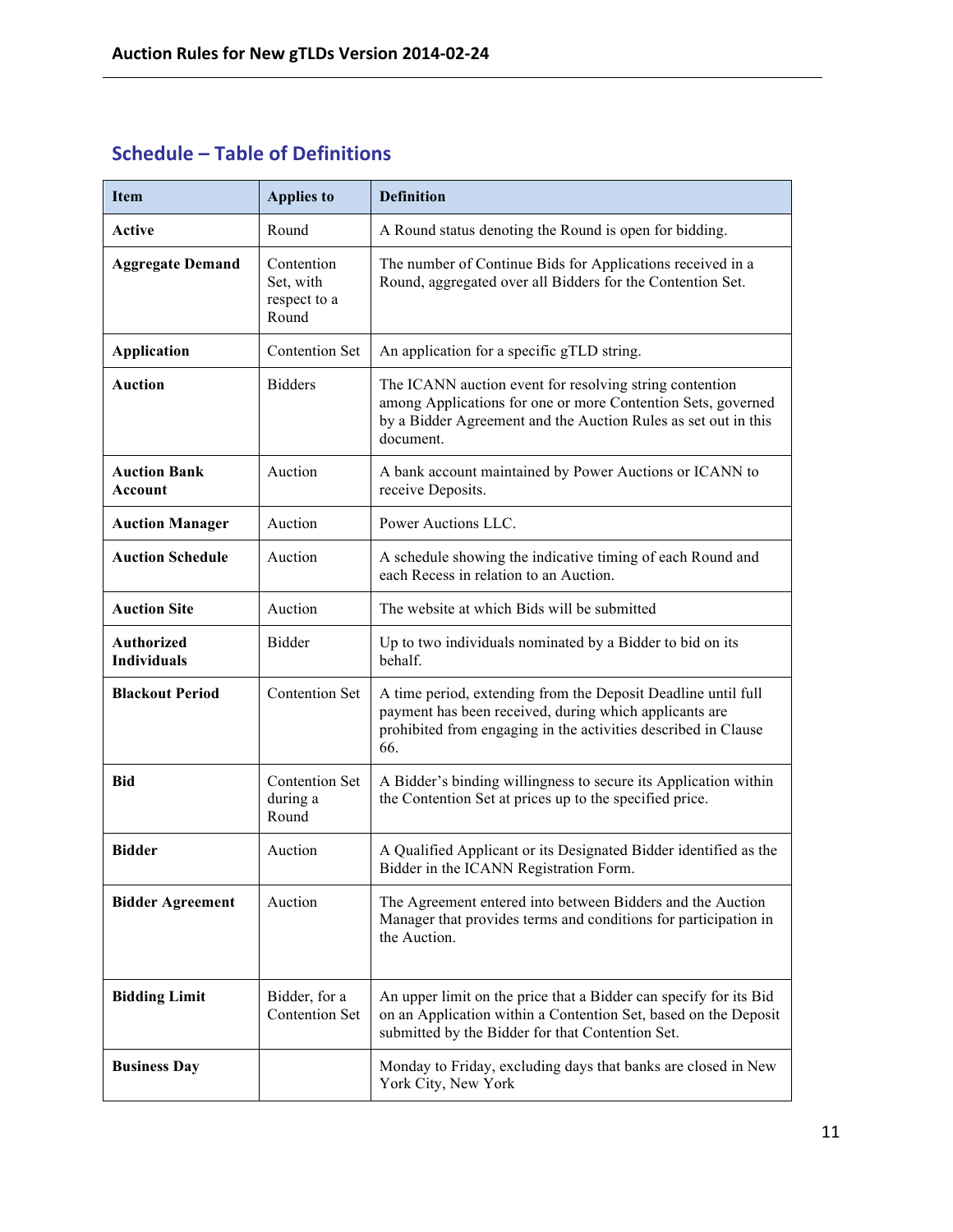## Schedule – Table of Definitions

| Item | Applies to | Definition |
|---|---|---|
| **Active** | Round | A Round status denoting the Round is open for bidding. |
| **Aggregate Demand** | Contention Set, with respect to a Round | The number of Continue Bids for Applications received in a Round, aggregated over all Bidders for the Contention Set. |
| **Application** | Contention Set | An application for a specific gTLD string. |
| **Auction** | Bidders | The ICANN auction event for resolving string contention among Applications for one or more Contention Sets, governed by a Bidder Agreement and the Auction Rules as set out in this document. |
| **Auction Bank Account** | Auction | A bank account maintained by Power Auctions or ICANN to receive Deposits. |
| **Auction Manager** | Auction | Power Auctions LLC. |
| **Auction Schedule** | Auction | A schedule showing the indicative timing of each Round and each Recess in relation to an Auction. |
| **Auction Site** | Auction | The website at which Bids will be submitted |
| **Authorized Individuals** | Bidder | Up to two individuals nominated by a Bidder to bid on its behalf. |
| **Blackout Period** | Contention Set | A time period, extending from the Deposit Deadline until full payment has been received, during which applicants are prohibited from engaging in the activities described in Clause 66. |
| **Bid** | Contention Set during a Round | A Bidder's binding willingness to secure its Application within the Contention Set at prices up to the specified price. |
| **Bidder** | Auction | A Qualified Applicant or its Designated Bidder identified as the Bidder in the ICANN Registration Form. |
| **Bidder Agreement** | Auction | The Agreement entered into between Bidders and the Auction Manager that provides terms and conditions for participation in the Auction. |
| **Bidding Limit** | Bidder, for a Contention Set | An upper limit on the price that a Bidder can specify for its Bid on an Application within a Contention Set, based on the Deposit submitted by the Bidder for that Contention Set. |
| **Business Day** | | Monday to Friday, excluding days that banks are closed in New York City, New York |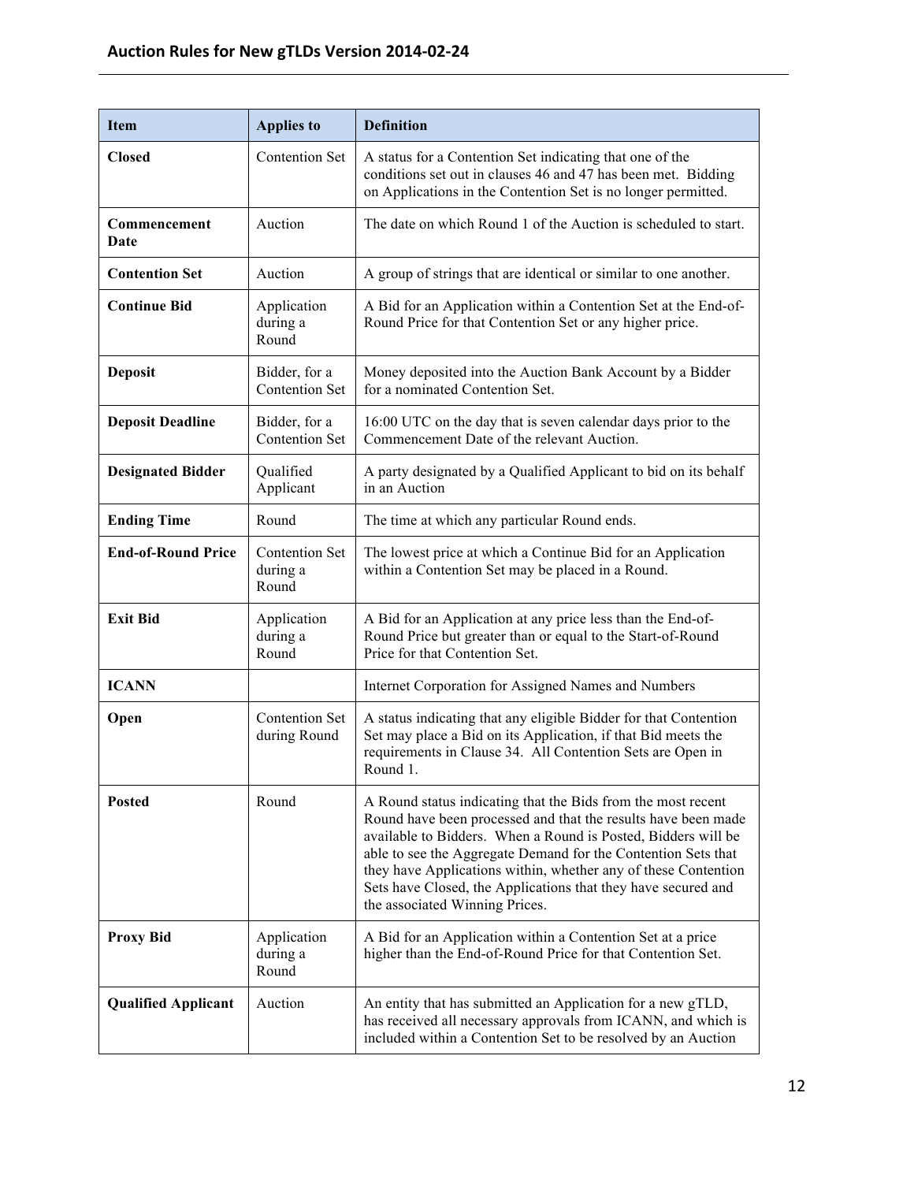| Item | Applies to | Definition |
| --- | --- | --- |
| **Closed** | Contention Set | A status for a Contention Set indicating that one of the conditions set out in clauses 46 and 47 has been met. Bidding on Applications in the Contention Set is no longer permitted. |
| **Commencement Date** | Auction | The date on which Round 1 of the Auction is scheduled to start. |
| **Contention Set** | Auction | A group of strings that are identical or similar to one another. |
| **Continue Bid** | Application during a Round | A Bid for an Application within a Contention Set at the End-of-Round Price for that Contention Set or any higher price. |
| **Deposit** | Bidder, for a Contention Set | Money deposited into the Auction Bank Account by a Bidder for a nominated Contention Set. |
| **Deposit Deadline** | Bidder, for a Contention Set | 16:00 UTC on the day that is seven calendar days prior to the Commencement Date of the relevant Auction. |
| **Designated Bidder** | Qualified Applicant | A party designated by a Qualified Applicant to bid on its behalf in an Auction |
| **Ending Time** | Round | The time at which any particular Round ends. |
| **End-of-Round Price** | Contention Set during a Round | The lowest price at which a Continue Bid for an Application within a Contention Set may be placed in a Round. |
| **Exit Bid** | Application during a Round | A Bid for an Application at any price less than the End-of-Round Price but greater than or equal to the Start-of-Round Price for that Contention Set. |
| **ICANN** | | Internet Corporation for Assigned Names and Numbers |
| **Open** | Contention Set during Round | A status indicating that any eligible Bidder for that Contention Set may place a Bid on its Application, if that Bid meets the requirements in Clause 34. All Contention Sets are Open in Round 1. |
| **Posted** | Round | A Round status indicating that the Bids from the most recent Round have been processed and that the results have been made available to Bidders. When a Round is Posted, Bidders will be able to see the Aggregate Demand for the Contention Sets that they have Applications within, whether any of these Contention Sets have Closed, the Applications that they have secured and the associated Winning Prices. |
| **Proxy Bid** | Application during a Round | A Bid for an Application within a Contention Set at a price higher than the End-of-Round Price for that Contention Set. |
| **Qualified Applicant** | Auction | An entity that has submitted an Application for a new gTLD, has received all necessary approvals from ICANN, and which is included within a Contention Set to be resolved by an Auction |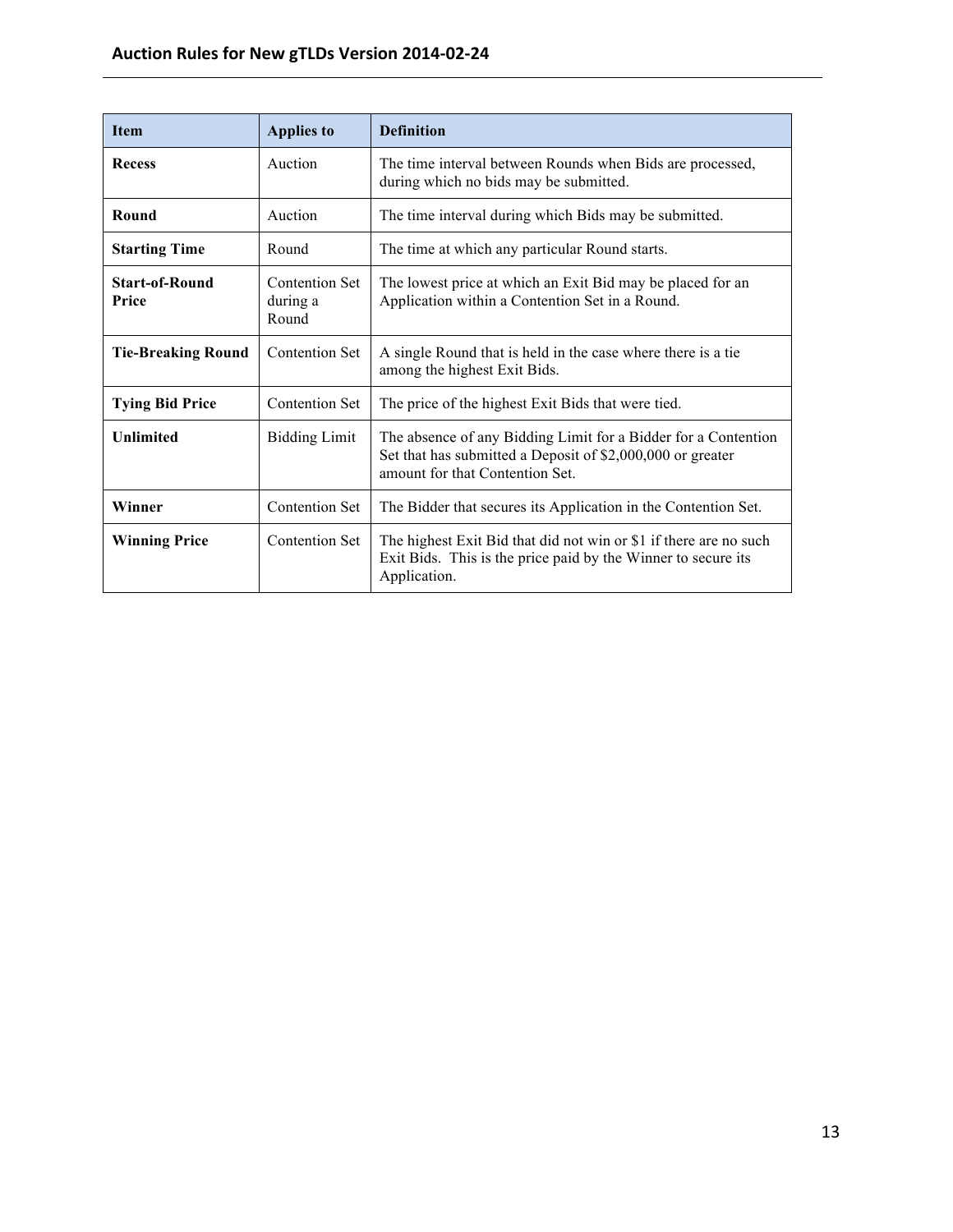| Item | Applies to | Definition |
|---|---|---|
| **Recess** | Auction | The time interval between Rounds when Bids are processed, during which no bids may be submitted. |
| **Round** | Auction | The time interval during which Bids may be submitted. |
| **Starting Time** | Round | The time at which any particular Round starts. |
| **Start-of-Round Price** | Contention Set during a Round | The lowest price at which an Exit Bid may be placed for an Application within a Contention Set in a Round. |
| **Tie-Breaking Round** | Contention Set | A single Round that is held in the case where there is a tie among the highest Exit Bids. |
| **Tying Bid Price** | Contention Set | The price of the highest Exit Bids that were tied. |
| **Unlimited** | Bidding Limit | The absence of any Bidding Limit for a Bidder for a Contention Set that has submitted a Deposit of $2,000,000 or greater amount for that Contention Set. |
| **Winner** | Contention Set | The Bidder that secures its Application in the Contention Set. |
| **Winning Price** | Contention Set | The highest Exit Bid that did not win or $1 if there are no such Exit Bids. This is the price paid by the Winner to secure its Application. |